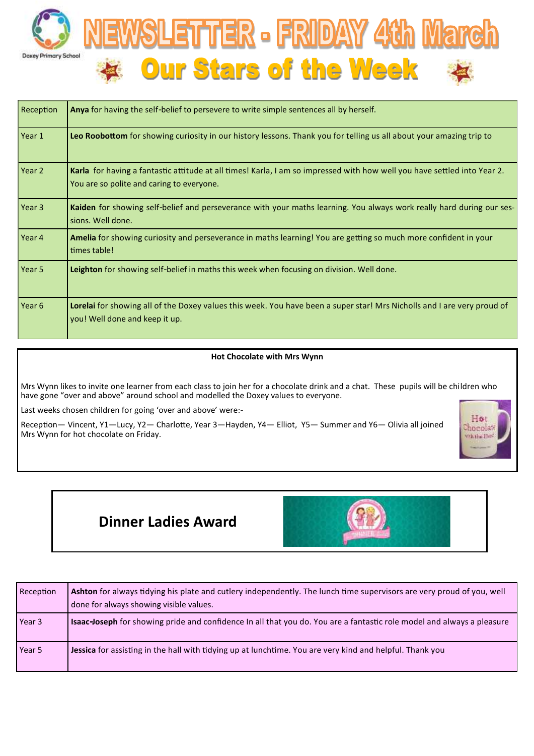# NEWSLETTER - FRIDAY 4th March

Doxey Primary School

## Our Stars of the Week

| | |
|---|---|
| Reception | **Anya** for having the self-belief to persevere to write simple sentences all by herself. |
| Year 1 | **Leo Roobottom** for showing curiosity in our history lessons. Thank you for telling us all about your amazing trip to |
| Year 2 | **Karla** for having a fantastic attitude at all times! Karla, I am so impressed with how well you have settled into Year 2. You are so polite and caring to everyone. |
| Year 3 | **Kaiden** for showing self-belief and perseverance with your maths learning. You always work really hard during our sessions. Well done. |
| Year 4 | **Amelia** for showing curiosity and perseverance in maths learning! You are getting so much more confident in your times table! |
| Year 5 | **Leighton** for showing self-belief in maths this week when focusing on division. Well done. |
| Year 6 | **Lorelai** for showing all of the Doxey values this week. You have been a super star! Mrs Nicholls and I are very proud of you! Well done and keep it up. |

**Hot Chocolate with Mrs Wynn**

Mrs Wynn likes to invite one learner from each class to join her for a chocolate drink and a chat. These pupils will be children who have gone "over and above" around school and modelled the Doxey values to everyone.

Last weeks chosen children for going 'over and above' were:-

Reception— Vincent, Y1—Lucy, Y2— Charlotte, Year 3—Hayden, Y4— Elliot, Y5— Summer and Y6— Olivia all joined Mrs Wynn for hot chocolate on Friday.

## Dinner Ladies Award

| | |
|---|---|
| Reception | **Ashton** for always tidying his plate and cutlery independently. The lunch time supervisors are very proud of you, well done for always showing visible values. |
| Year 3 | **Isaac-Joseph** for showing pride and confidence In all that you do. You are a fantastic role model and always a pleasure |
| Year 5 | **Jessica** for assisting in the hall with tidying up at lunchtime. You are very kind and helpful. Thank you |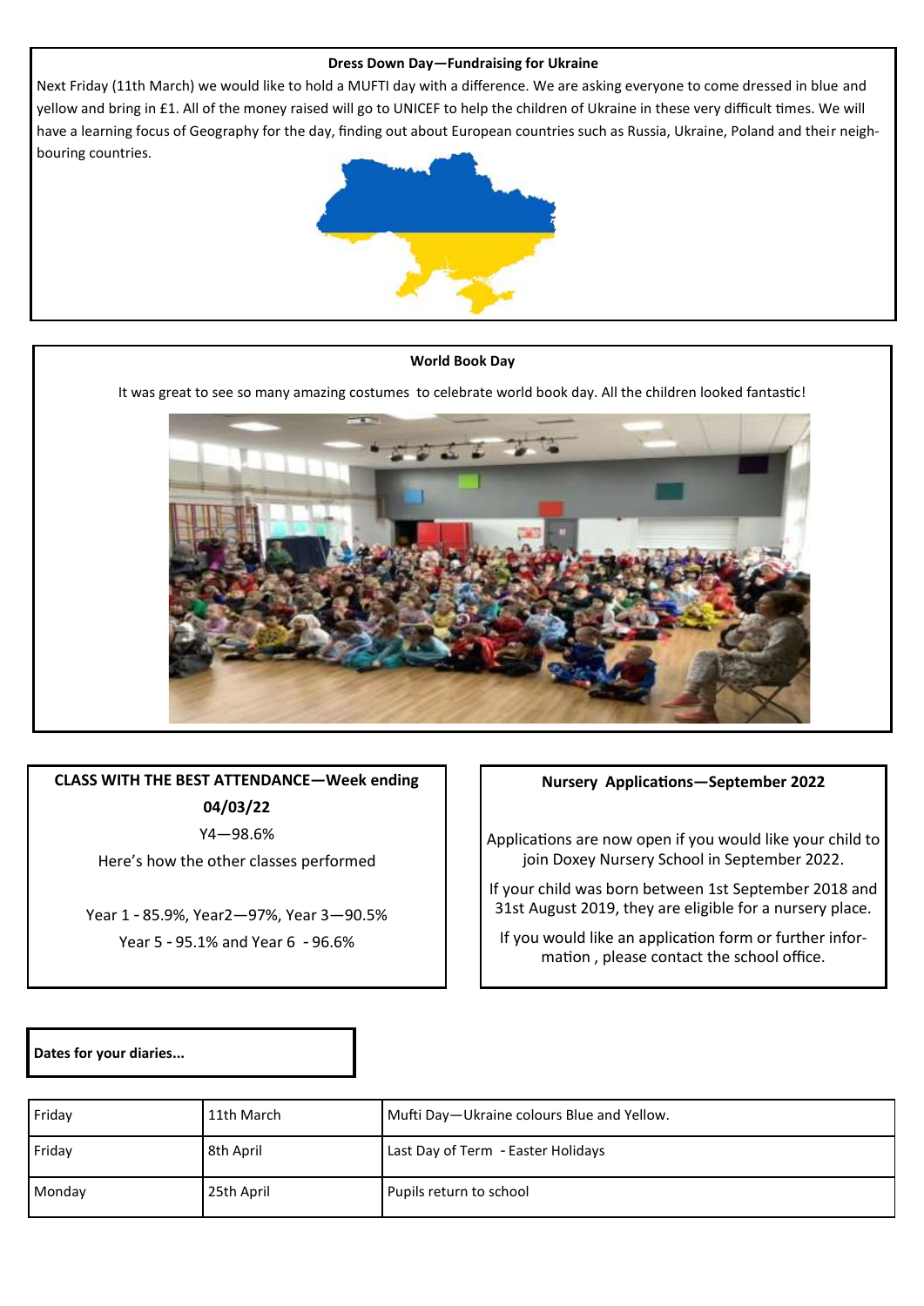### Dress Down Day—Fundraising for Ukraine

Next Friday (11th March) we would like to hold a MUFTI day with a difference. We are asking everyone to come dressed in blue and yellow and bring in £1. All of the money raised will go to UNICEF to help the children of Ukraine in these very difficult times. We will have a learning focus of Geography for the day, finding out about European countries such as Russia, Ukraine, Poland and their neighbouring countries.

### World Book Day

It was great to see so many amazing costumes to celebrate world book day. All the children looked fantastic!

### CLASS WITH THE BEST ATTENDANCE—Week ending 04/03/22

Y4—98.6%

Here's how the other classes performed

Year 1 - 85.9%, Year2—97%, Year 3—90.5%

Year 5 - 95.1% and Year 6 - 96.6%

### Nursery Applications—September 2022

Applications are now open if you would like your child to join Doxey Nursery School in September 2022.

If your child was born between 1st September 2018 and 31st August 2019, they are eligible for a nursery place.

If you would like an application form or further information , please contact the school office.

### Dates for your diaries...

| Day | Date | Event |
|---|---|---|
| Friday | 11th March | Mufti Day—Ukraine colours Blue and Yellow. |
| Friday | 8th April | Last Day of Term - Easter Holidays |
| Monday | 25th April | Pupils return to school |